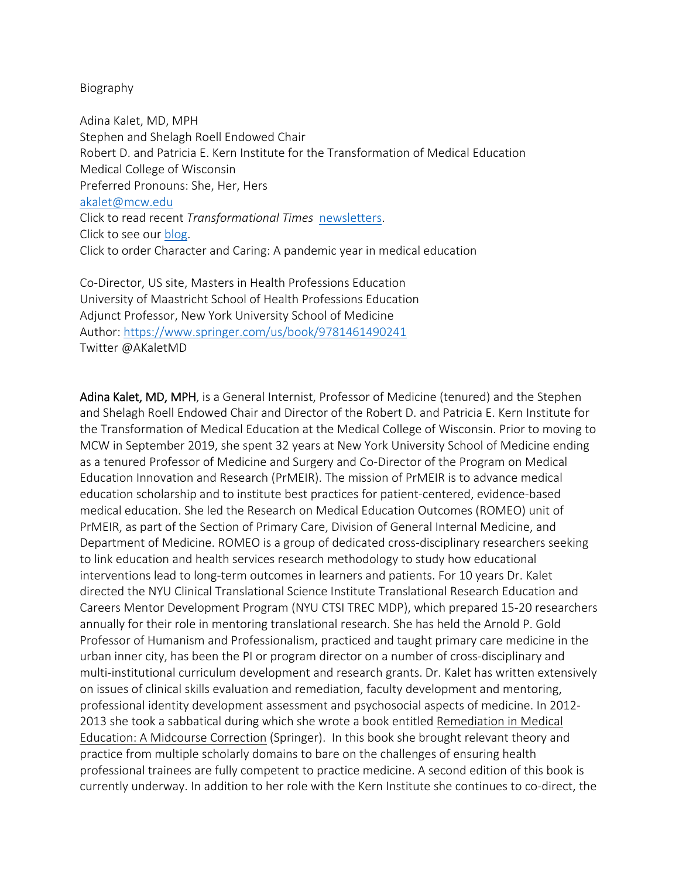Biography

Adina Kalet, MD, MPH
Stephen and Shelagh Roell Endowed Chair
Robert D. and Patricia E. Kern Institute for the Transformation of Medical Education
Medical College of Wisconsin
Preferred Pronouns: She, Her, Hers
[akalet@mcw.edu](mailto:akalet@mcw.edu)
Click to read recent *Transformational Times* [newsletters](#).
Click to see our [blog](#).
Click to order Character and Caring: A pandemic year in medical education

Co-Director, US site, Masters in Health Professions Education
University of Maastricht School of Health Professions Education
Adjunct Professor, New York University School of Medicine
Author: [https://www.springer.com/us/book/9781461490241](https://www.springer.com/us/book/9781461490241)
Twitter @AKaletMD

**Adina Kalet, MD, MPH**, is a General Internist, Professor of Medicine (tenured) and the Stephen and Shelagh Roell Endowed Chair and Director of the Robert D. and Patricia E. Kern Institute for the Transformation of Medical Education at the Medical College of Wisconsin. Prior to moving to MCW in September 2019, she spent 32 years at New York University School of Medicine ending as a tenured Professor of Medicine and Surgery and Co-Director of the Program on Medical Education Innovation and Research (PrMEIR). The mission of PrMEIR is to advance medical education scholarship and to institute best practices for patient-centered, evidence-based medical education. She led the Research on Medical Education Outcomes (ROMEO) unit of PrMEIR, as part of the Section of Primary Care, Division of General Internal Medicine, and Department of Medicine. ROMEO is a group of dedicated cross-disciplinary researchers seeking to link education and health services research methodology to study how educational interventions lead to long-term outcomes in learners and patients. For 10 years Dr. Kalet directed the NYU Clinical Translational Science Institute Translational Research Education and Careers Mentor Development Program (NYU CTSI TREC MDP), which prepared 15-20 researchers annually for their role in mentoring translational research. She has held the Arnold P. Gold Professor of Humanism and Professionalism, practiced and taught primary care medicine in the urban inner city, has been the PI or program director on a number of cross-disciplinary and multi-institutional curriculum development and research grants. Dr. Kalet has written extensively on issues of clinical skills evaluation and remediation, faculty development and mentoring, professional identity development assessment and psychosocial aspects of medicine. In 2012-2013 she took a sabbatical during which she wrote a book entitled Remediation in Medical Education: A Midcourse Correction (Springer). In this book she brought relevant theory and practice from multiple scholarly domains to bare on the challenges of ensuring health professional trainees are fully competent to practice medicine. A second edition of this book is currently underway. In addition to her role with the Kern Institute she continues to co-direct, the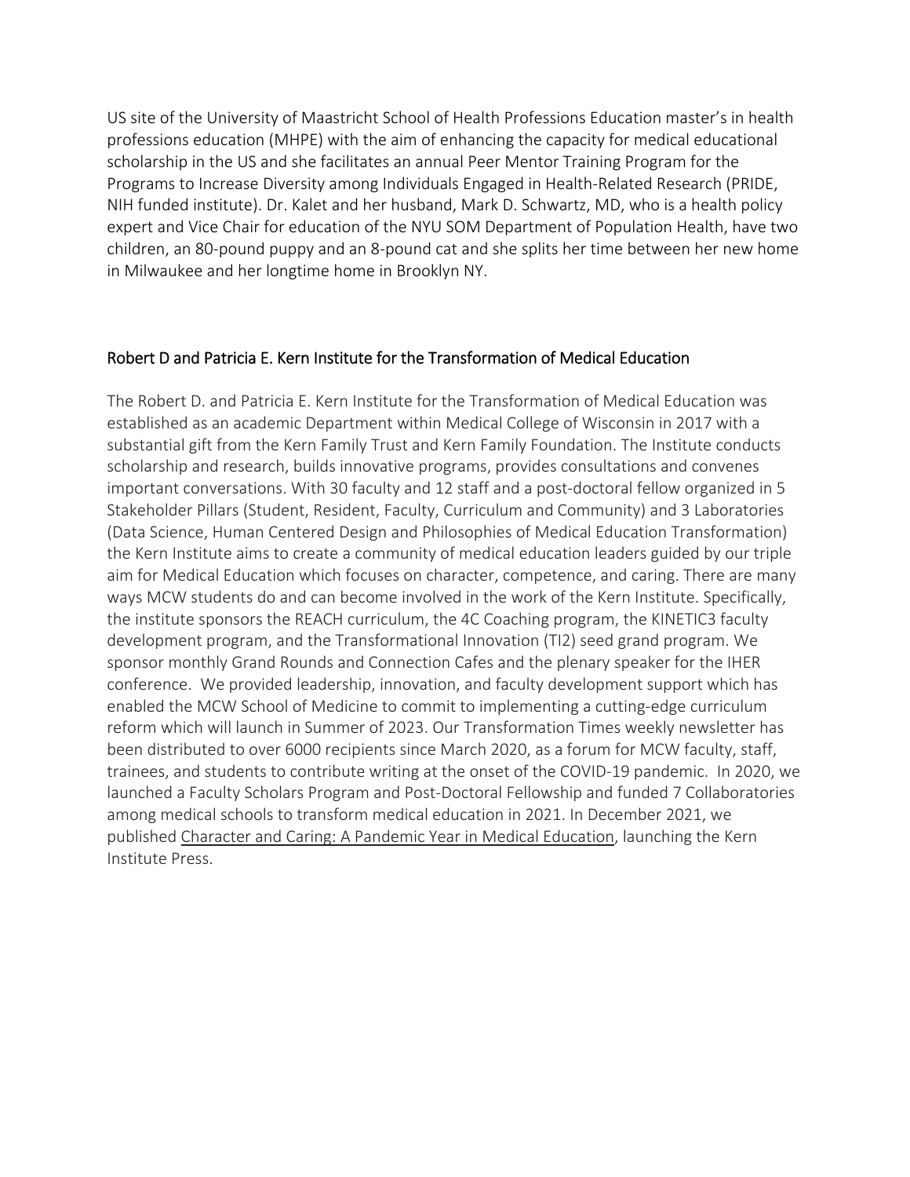US site of the University of Maastricht School of Health Professions Education master's in health professions education (MHPE) with the aim of enhancing the capacity for medical educational scholarship in the US and she facilitates an annual Peer Mentor Training Program for the Programs to Increase Diversity among Individuals Engaged in Health-Related Research (PRIDE, NIH funded institute). Dr. Kalet and her husband, Mark D. Schwartz, MD, who is a health policy expert and Vice Chair for education of the NYU SOM Department of Population Health, have two children, an 80-pound puppy and an 8-pound cat and she splits her time between her new home in Milwaukee and her longtime home in Brooklyn NY.

## Robert D and Patricia E. Kern Institute for the Transformation of Medical Education

The Robert D. and Patricia E. Kern Institute for the Transformation of Medical Education was established as an academic Department within Medical College of Wisconsin in 2017 with a substantial gift from the Kern Family Trust and Kern Family Foundation. The Institute conducts scholarship and research, builds innovative programs, provides consultations and convenes important conversations. With 30 faculty and 12 staff and a post-doctoral fellow organized in 5 Stakeholder Pillars (Student, Resident, Faculty, Curriculum and Community) and 3 Laboratories (Data Science, Human Centered Design and Philosophies of Medical Education Transformation) the Kern Institute aims to create a community of medical education leaders guided by our triple aim for Medical Education which focuses on character, competence, and caring. There are many ways MCW students do and can become involved in the work of the Kern Institute. Specifically, the institute sponsors the REACH curriculum, the 4C Coaching program, the KINETIC3 faculty development program, and the Transformational Innovation (TI2) seed grand program. We sponsor monthly Grand Rounds and Connection Cafes and the plenary speaker for the IHER conference. We provided leadership, innovation, and faculty development support which has enabled the MCW School of Medicine to commit to implementing a cutting-edge curriculum reform which will launch in Summer of 2023. Our Transformation Times weekly newsletter has been distributed to over 6000 recipients since March 2020, as a forum for MCW faculty, staff, trainees, and students to contribute writing at the onset of the COVID-19 pandemic. In 2020, we launched a Faculty Scholars Program and Post-Doctoral Fellowship and funded 7 Collaboratories among medical schools to transform medical education in 2021. In December 2021, we published Character and Caring: A Pandemic Year in Medical Education, launching the Kern Institute Press.